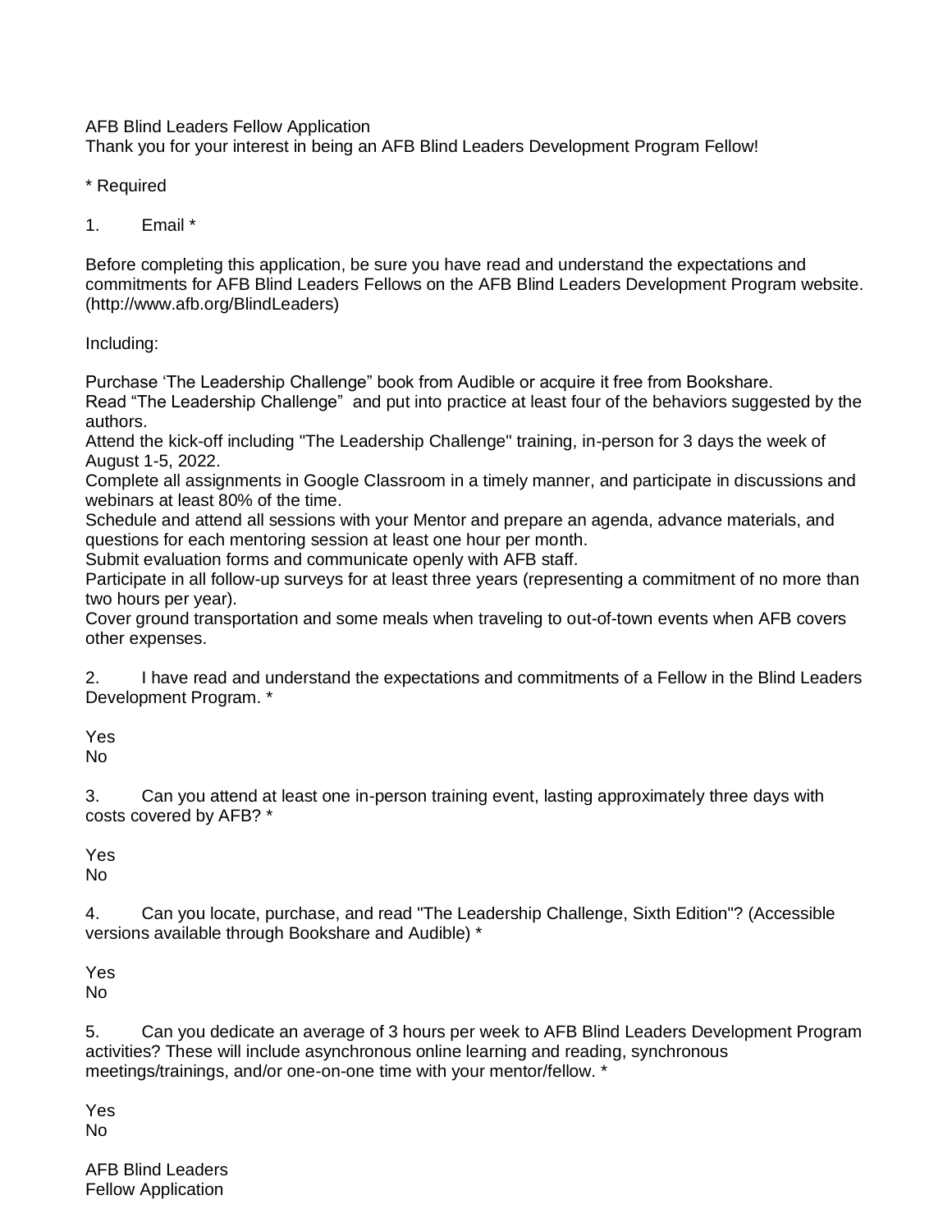# AFB Blind Leaders Fellow Application

Thank you for your interest in being an AFB Blind Leaders Development Program Fellow!

* Required

1. Email *

Before completing this application, be sure you have read and understand the expectations and commitments for AFB Blind Leaders Fellows on the AFB Blind Leaders Development Program website. (http://www.afb.org/BlindLeaders)

Including:

Purchase 'The Leadership Challenge" book from Audible or acquire it free from Bookshare.
Read "The Leadership Challenge" and put into practice at least four of the behaviors suggested by the authors.
Attend the kick-off including "The Leadership Challenge" training, in-person for 3 days the week of August 1-5, 2022.
Complete all assignments in Google Classroom in a timely manner, and participate in discussions and webinars at least 80% of the time.
Schedule and attend all sessions with your Mentor and prepare an agenda, advance materials, and questions for each mentoring session at least one hour per month.
Submit evaluation forms and communicate openly with AFB staff.
Participate in all follow-up surveys for at least three years (representing a commitment of no more than two hours per year).
Cover ground transportation and some meals when traveling to out-of-town events when AFB covers other expenses.

2. I have read and understand the expectations and commitments of a Fellow in the Blind Leaders Development Program. *

Yes
No

3. Can you attend at least one in-person training event, lasting approximately three days with costs covered by AFB? *

Yes
No

4. Can you locate, purchase, and read "The Leadership Challenge, Sixth Edition"? (Accessible versions available through Bookshare and Audible) *

Yes
No

5. Can you dedicate an average of 3 hours per week to AFB Blind Leaders Development Program activities? These will include asynchronous online learning and reading, synchronous meetings/trainings, and/or one-on-one time with your mentor/fellow. *

Yes
No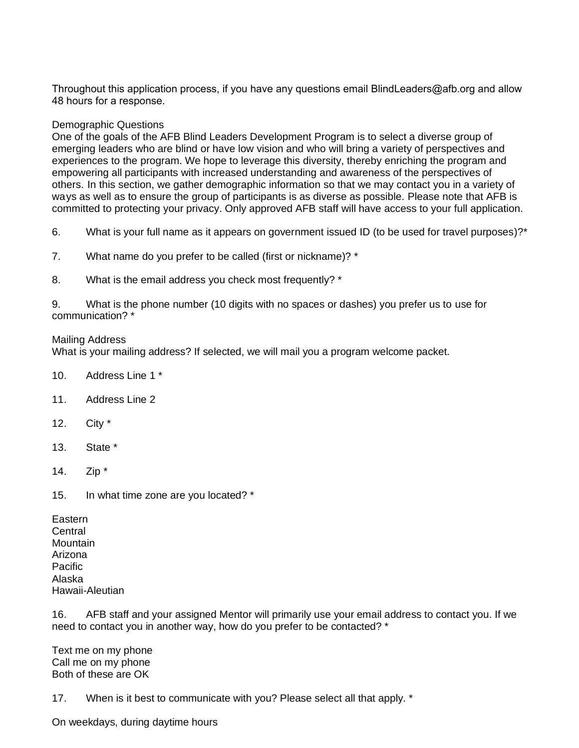Throughout this application process, if you have any questions email BlindLeaders@afb.org and allow 48 hours for a response.

## Demographic Questions

One of the goals of the AFB Blind Leaders Development Program is to select a diverse group of emerging leaders who are blind or have low vision and who will bring a variety of perspectives and experiences to the program. We hope to leverage this diversity, thereby enriching the program and empowering all participants with increased understanding and awareness of the perspectives of others. In this section, we gather demographic information so that we may contact you in a variety of ways as well as to ensure the group of participants is as diverse as possible. Please note that AFB is committed to protecting your privacy. Only approved AFB staff will have access to your full application.

6. What is your full name as it appears on government issued ID (to be used for travel purposes)?*

7. What name do you prefer to be called (first or nickname)? *

8. What is the email address you check most frequently? *

9. What is the phone number (10 digits with no spaces or dashes) you prefer us to use for communication? *

## Mailing Address

What is your mailing address? If selected, we will mail you a program welcome packet.

10. Address Line 1 *

11. Address Line 2

12. City *

13. State *

14. Zip *

15. In what time zone are you located? *

Eastern
Central
Mountain
Arizona
Pacific
Alaska
Hawaii-Aleutian

16. AFB staff and your assigned Mentor will primarily use your email address to contact you. If we need to contact you in another way, how do you prefer to be contacted? *

Text me on my phone
Call me on my phone
Both of these are OK

17. When is it best to communicate with you? Please select all that apply. *

On weekdays, during daytime hours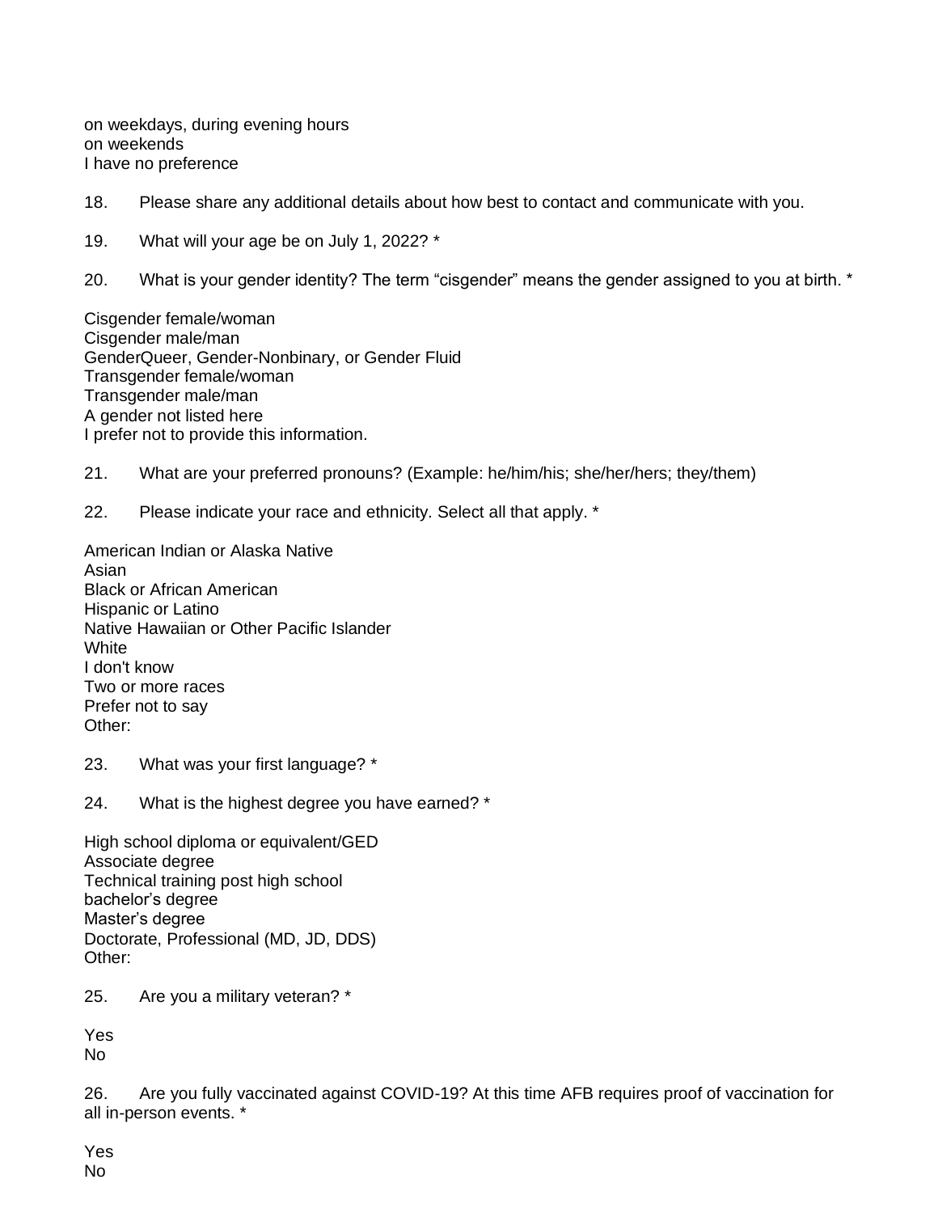on weekdays, during evening hours
on weekends
I have no preference

18. Please share any additional details about how best to contact and communicate with you.

19. What will your age be on July 1, 2022? *

20. What is your gender identity? The term “cisgender” means the gender assigned to you at birth. *

Cisgender female/woman
Cisgender male/man
GenderQueer, Gender-Nonbinary, or Gender Fluid
Transgender female/woman
Transgender male/man
A gender not listed here
I prefer not to provide this information.

21. What are your preferred pronouns? (Example: he/him/his; she/her/hers; they/them)

22. Please indicate your race and ethnicity. Select all that apply. *

American Indian or Alaska Native
Asian
Black or African American
Hispanic or Latino
Native Hawaiian or Other Pacific Islander
White
I don't know
Two or more races
Prefer not to say
Other:

23. What was your first language? *

24. What is the highest degree you have earned? *

High school diploma or equivalent/GED
Associate degree
Technical training post high school
bachelor’s degree
Master’s degree
Doctorate, Professional (MD, JD, DDS)
Other:

25. Are you a military veteran? *

Yes
No

26. Are you fully vaccinated against COVID-19? At this time AFB requires proof of vaccination for all in-person events. *

Yes
No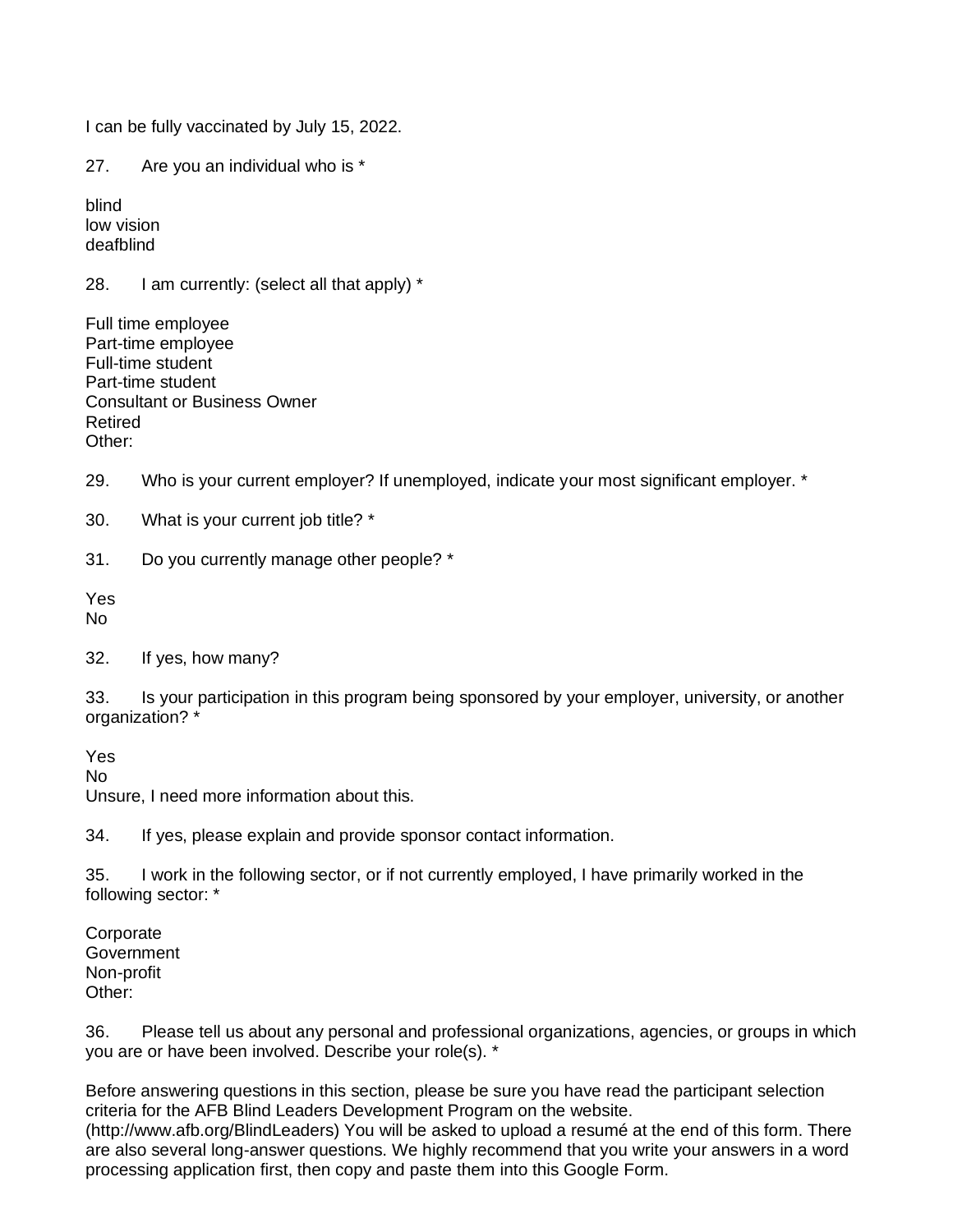I can be fully vaccinated by July 15, 2022.

27. Are you an individual who is *

blind
low vision
deafblind

28. I am currently: (select all that apply) *

Full time employee
Part-time employee
Full-time student
Part-time student
Consultant or Business Owner
Retired
Other:

29. Who is your current employer? If unemployed, indicate your most significant employer. *

30. What is your current job title? *

31. Do you currently manage other people? *

Yes
No

32. If yes, how many?

33. Is your participation in this program being sponsored by your employer, university, or another organization? *

Yes
No
Unsure, I need more information about this.

34. If yes, please explain and provide sponsor contact information.

35. I work in the following sector, or if not currently employed, I have primarily worked in the following sector: *

Corporate
Government
Non-profit
Other:

36. Please tell us about any personal and professional organizations, agencies, or groups in which you are or have been involved. Describe your role(s). *

Before answering questions in this section, please be sure you have read the participant selection criteria for the AFB Blind Leaders Development Program on the website. (http://www.afb.org/BlindLeaders) You will be asked to upload a resumé at the end of this form. There are also several long-answer questions. We highly recommend that you write your answers in a word processing application first, then copy and paste them into this Google Form.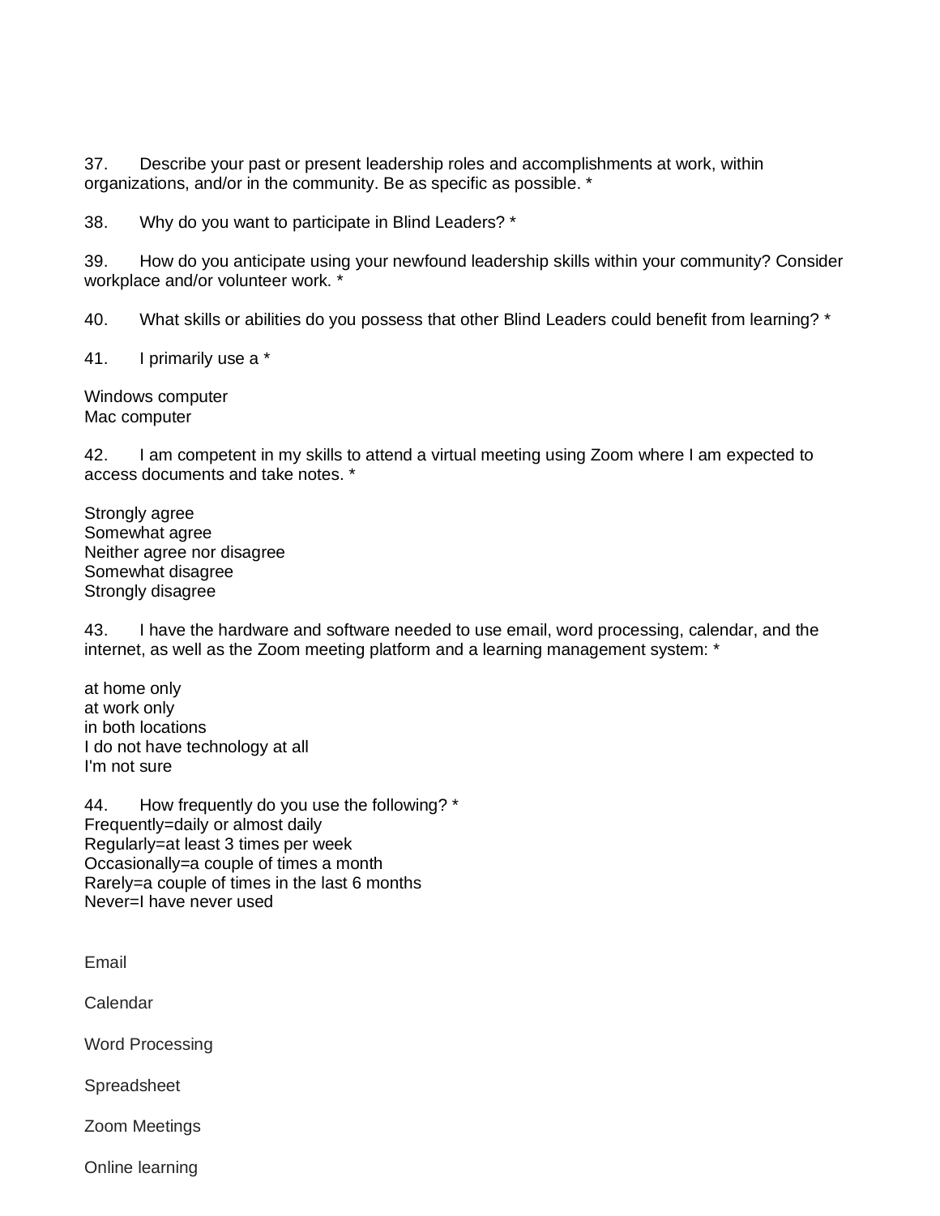37. Describe your past or present leadership roles and accomplishments at work, within organizations, and/or in the community. Be as specific as possible. *

38. Why do you want to participate in Blind Leaders? *

39. How do you anticipate using your newfound leadership skills within your community? Consider workplace and/or volunteer work. *

40. What skills or abilities do you possess that other Blind Leaders could benefit from learning? *

41. I primarily use a *

Windows computer
Mac computer

42. I am competent in my skills to attend a virtual meeting using Zoom where I am expected to access documents and take notes. *

Strongly agree
Somewhat agree
Neither agree nor disagree
Somewhat disagree
Strongly disagree

43. I have the hardware and software needed to use email, word processing, calendar, and the internet, as well as the Zoom meeting platform and a learning management system: *

at home only
at work only
in both locations
I do not have technology at all
I'm not sure

44. How frequently do you use the following? *
Frequently=daily or almost daily
Regularly=at least 3 times per week
Occasionally=a couple of times a month
Rarely=a couple of times in the last 6 months
Never=I have never used

Email

Calendar

Word Processing

Spreadsheet

Zoom Meetings

Online learning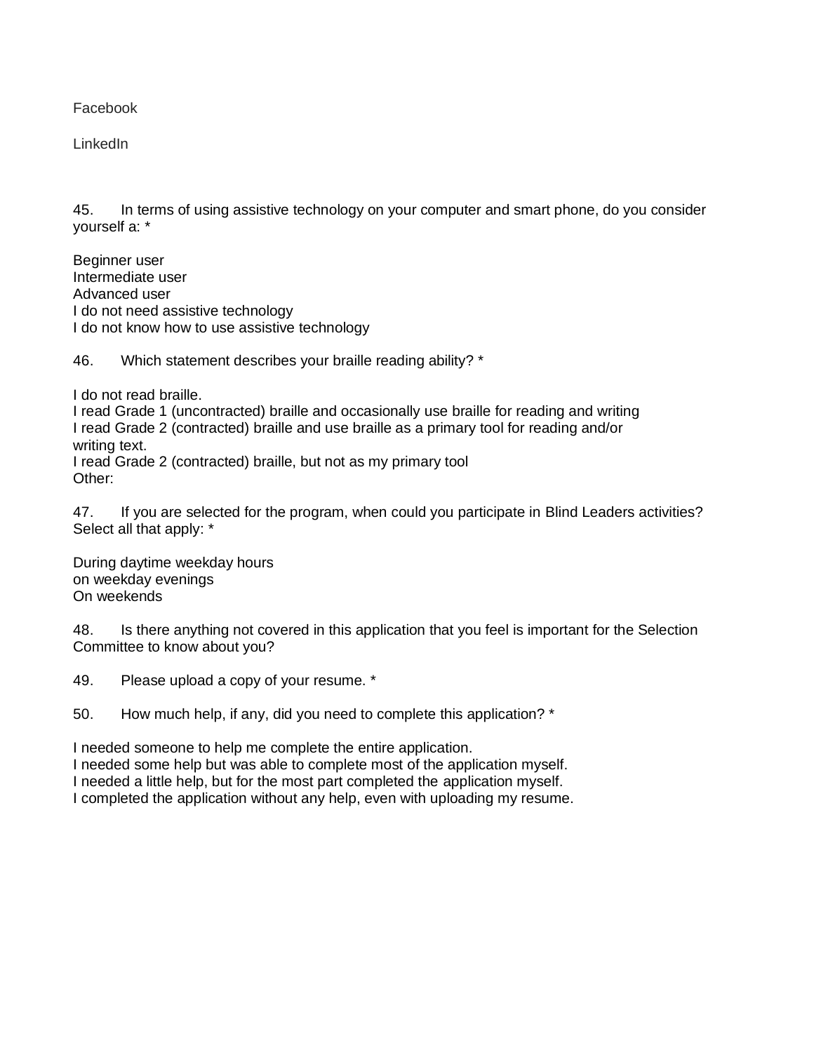Facebook

LinkedIn

45. In terms of using assistive technology on your computer and smart phone, do you consider yourself a: *

Beginner user
Intermediate user
Advanced user
I do not need assistive technology
I do not know how to use assistive technology

46. Which statement describes your braille reading ability? *

I do not read braille.
I read Grade 1 (uncontracted) braille and occasionally use braille for reading and writing
I read Grade 2 (contracted) braille and use braille as a primary tool for reading and/or writing text.
I read Grade 2 (contracted) braille, but not as my primary tool
Other:

47. If you are selected for the program, when could you participate in Blind Leaders activities? Select all that apply: *

During daytime weekday hours
on weekday evenings
On weekends

48. Is there anything not covered in this application that you feel is important for the Selection Committee to know about you?

49. Please upload a copy of your resume. *

50. How much help, if any, did you need to complete this application? *

I needed someone to help me complete the entire application.
I needed some help but was able to complete most of the application myself.
I needed a little help, but for the most part completed the application myself.
I completed the application without any help, even with uploading my resume.